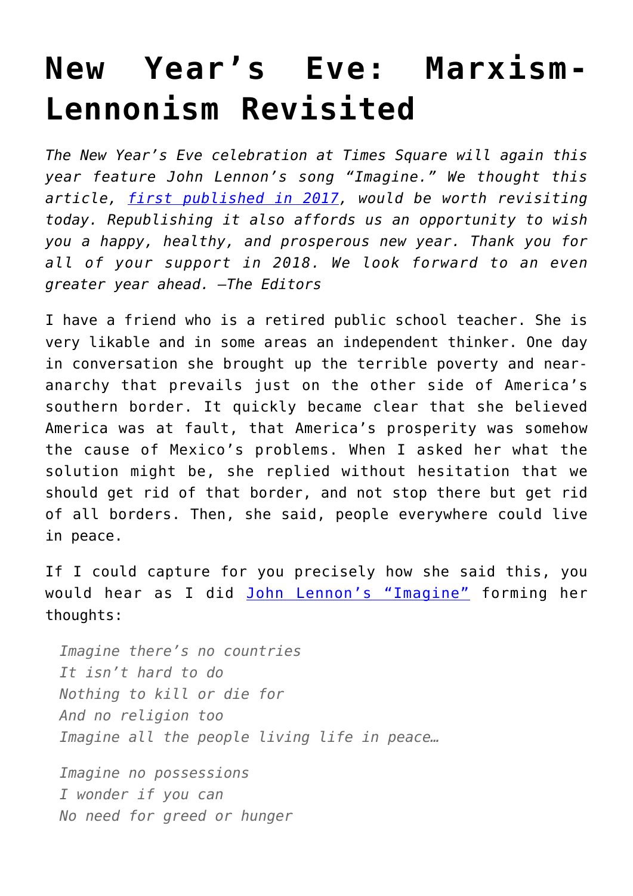# New Year's Eve: Marxism-Lennonism Revisited

*The New Year's Eve celebration at Times Square will again this year feature John Lennon's song "Imagine." We thought this article, first published in 2017, would be worth revisiting today. Republishing it also affords us an opportunity to wish you a happy, healthy, and prosperous new year. Thank you for all of your support in 2018. We look forward to an even greater year ahead. —The Editors*

I have a friend who is a retired public school teacher. She is very likable and in some areas an independent thinker. One day in conversation she brought up the terrible poverty and near-anarchy that prevails just on the other side of America's southern border. It quickly became clear that she believed America was at fault, that America's prosperity was somehow the cause of Mexico's problems. When I asked her what the solution might be, she replied without hesitation that we should get rid of that border, and not stop there but get rid of all borders. Then, she said, people everywhere could live in peace.

If I could capture for you precisely how she said this, you would hear as I did John Lennon's "Imagine" forming her thoughts:

> *Imagine there's no countries*
> *It isn't hard to do*
> *Nothing to kill or die for*
> *And no religion too*
> *Imagine all the people living life in peace…*
>
> *Imagine no possessions*
> *I wonder if you can*
> *No need for greed or hunger*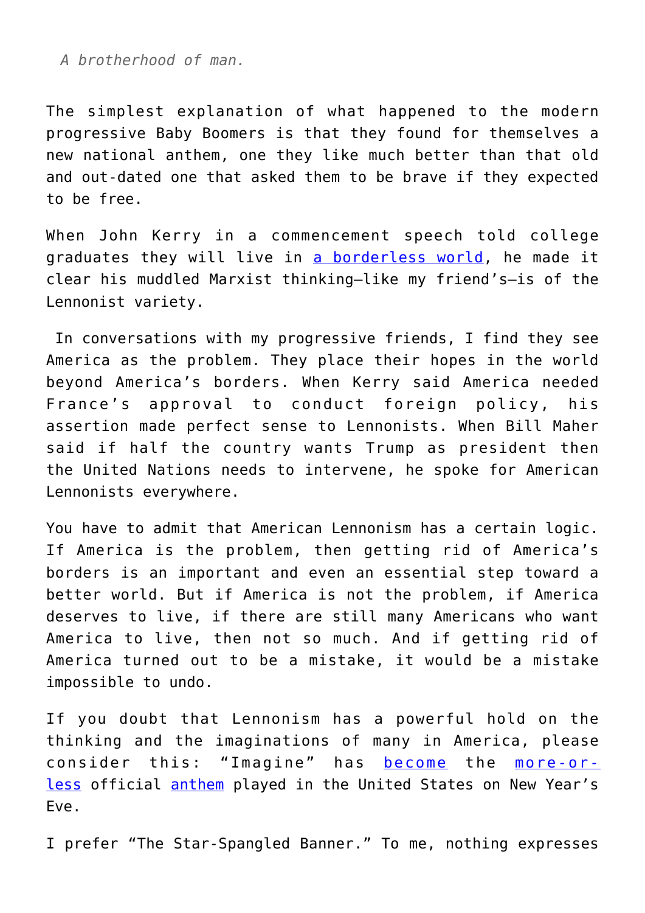*A brotherhood of man.*

The simplest explanation of what happened to the modern progressive Baby Boomers is that they found for themselves a new national anthem, one they like much better than that old and out-dated one that asked them to be brave if they expected to be free.

When John Kerry in a commencement speech told college graduates they will live in a borderless world, he made it clear his muddled Marxist thinking—like my friend's—is of the Lennonist variety.

In conversations with my progressive friends, I find they see America as the problem. They place their hopes in the world beyond America's borders. When Kerry said America needed France's approval to conduct foreign policy, his assertion made perfect sense to Lennonists. When Bill Maher said if half the country wants Trump as president then the United Nations needs to intervene, he spoke for American Lennonists everywhere.

You have to admit that American Lennonism has a certain logic. If America is the problem, then getting rid of America's borders is an important and even an essential step toward a better world. But if America is not the problem, if America deserves to live, if there are still many Americans who want America to live, then not so much. And if getting rid of America turned out to be a mistake, it would be a mistake impossible to undo.

If you doubt that Lennonism has a powerful hold on the thinking and the imaginations of many in America, please consider this: "Imagine" has become the more-or-less official anthem played in the United States on New Year's Eve.

I prefer "The Star-Spangled Banner." To me, nothing expresses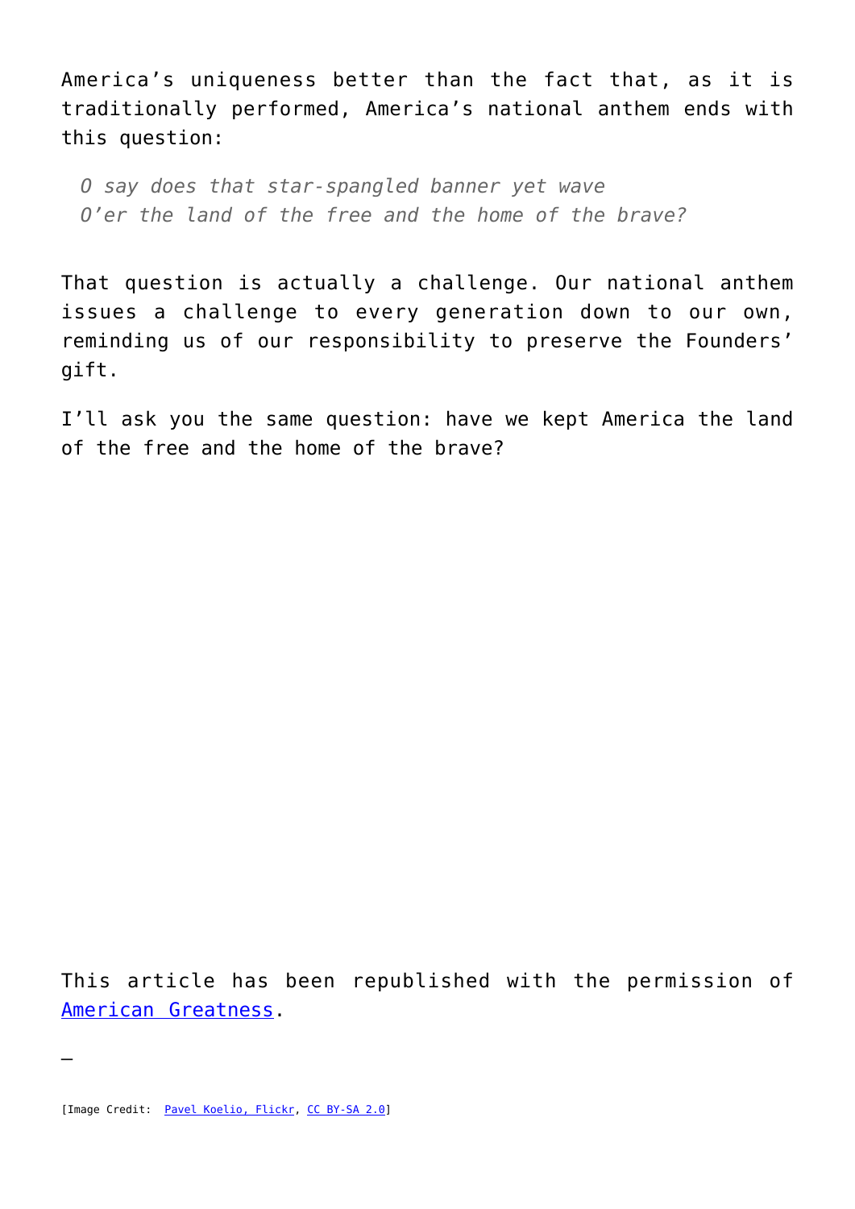America's uniqueness better than the fact that, as it is traditionally performed, America's national anthem ends with this question:

> *O say does that star-spangled banner yet wave*
> *O'er the land of the free and the home of the brave?*

That question is actually a challenge. Our national anthem issues a challenge to every generation down to our own, reminding us of our responsibility to preserve the Founders' gift.

I'll ask you the same question: have we kept America the land of the free and the home of the brave?

This article has been republished with the permission of [American Greatness](American Greatness).

—

[Image Credit: Pavel Koelio, Flickr, CC BY-SA 2.0]